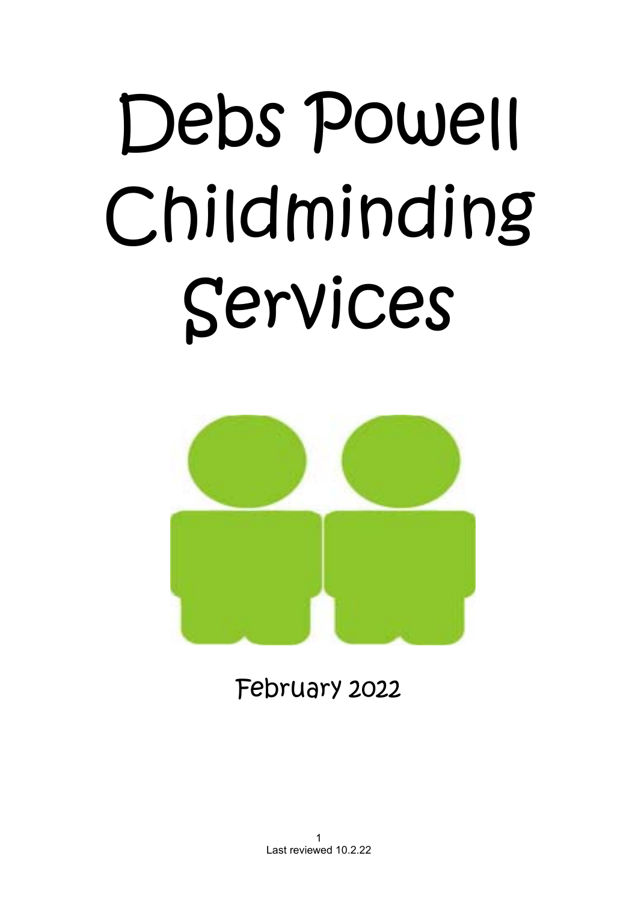# Debs Powell Childminding Services

February 2022

Last reviewed 10.2.22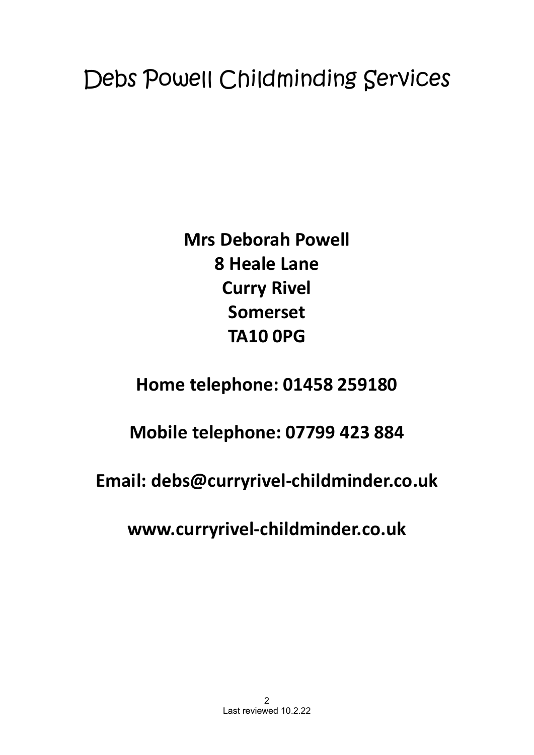# Debs Powell Childminding Services

**Mrs Deborah Powell**
**8 Heale Lane**
**Curry Rivel**
**Somerset**
**TA10 0PG**

**Home telephone: 01458 259180**

**Mobile telephone: 07799 423 884**

**Email: debs@curryrivel-childminder.co.uk**

**www.curryrivel-childminder.co.uk**

Last reviewed 10.2.22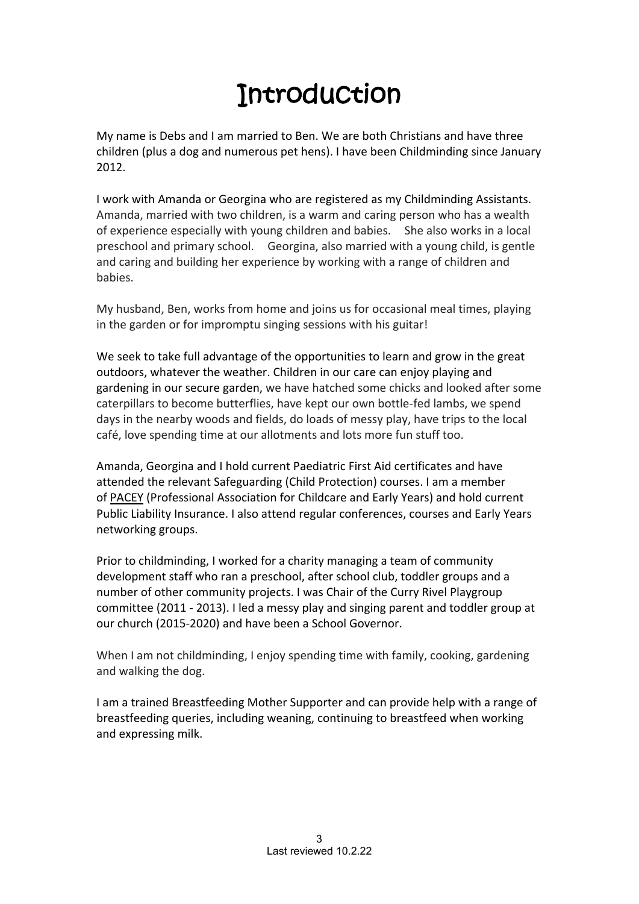# Introduction

My name is Debs and I am married to Ben. We are both Christians and have three children (plus a dog and numerous pet hens). I have been Childminding since January 2012.

I work with Amanda or Georgina who are registered as my Childminding Assistants. Amanda, married with two children, is a warm and caring person who has a wealth of experience especially with young children and babies. She also works in a local preschool and primary school. Georgina, also married with a young child, is gentle and caring and building her experience by working with a range of children and babies.

My husband, Ben, works from home and joins us for occasional meal times, playing in the garden or for impromptu singing sessions with his guitar!

We seek to take full advantage of the opportunities to learn and grow in the great outdoors, whatever the weather. Children in our care can enjoy playing and gardening in our secure garden, we have hatched some chicks and looked after some caterpillars to become butterflies, have kept our own bottle-fed lambs, we spend days in the nearby woods and fields, do loads of messy play, have trips to the local café, love spending time at our allotments and lots more fun stuff too.

Amanda, Georgina and I hold current Paediatric First Aid certificates and have attended the relevant Safeguarding (Child Protection) courses. I am a member of PACEY (Professional Association for Childcare and Early Years) and hold current Public Liability Insurance. I also attend regular conferences, courses and Early Years networking groups.

Prior to childminding, I worked for a charity managing a team of community development staff who ran a preschool, after school club, toddler groups and a number of other community projects. I was Chair of the Curry Rivel Playgroup committee (2011 - 2013). I led a messy play and singing parent and toddler group at our church (2015-2020) and have been a School Governor.

When I am not childminding, I enjoy spending time with family, cooking, gardening and walking the dog.

I am a trained Breastfeeding Mother Supporter and can provide help with a range of breastfeeding queries, including weaning, continuing to breastfeed when working and expressing milk.

Last reviewed 10.2.22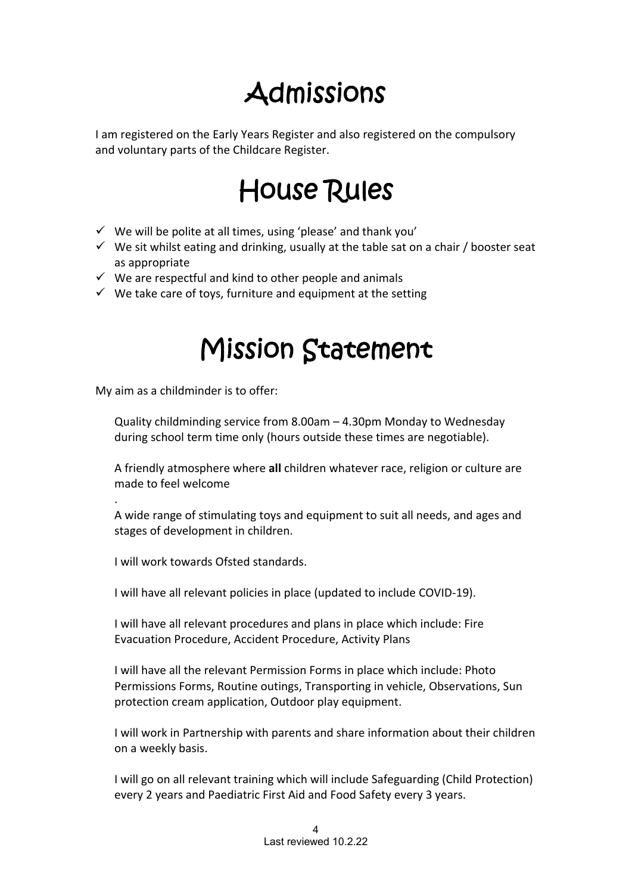# Admissions

I am registered on the Early Years Register and also registered on the compulsory and voluntary parts of the Childcare Register.

# House Rules

- ✓ We will be polite at all times, using 'please' and thank you'
- ✓ We sit whilst eating and drinking, usually at the table sat on a chair / booster seat as appropriate
- ✓ We are respectful and kind to other people and animals
- ✓ We take care of toys, furniture and equipment at the setting

# Mission Statement

My aim as a childminder is to offer:

Quality childminding service from 8.00am – 4.30pm Monday to Wednesday during school term time only (hours outside these times are negotiable).

A friendly atmosphere where **all** children whatever race, religion or culture are made to feel welcome

.

A wide range of stimulating toys and equipment to suit all needs, and ages and stages of development in children.

I will work towards Ofsted standards.

I will have all relevant policies in place (updated to include COVID-19).

I will have all relevant procedures and plans in place which include: Fire Evacuation Procedure, Accident Procedure, Activity Plans

I will have all the relevant Permission Forms in place which include: Photo Permissions Forms, Routine outings, Transporting in vehicle, Observations, Sun protection cream application, Outdoor play equipment.

I will work in Partnership with parents and share information about their children on a weekly basis.

I will go on all relevant training which will include Safeguarding (Child Protection) every 2 years and Paediatric First Aid and Food Safety every 3 years.

Last reviewed 10.2.22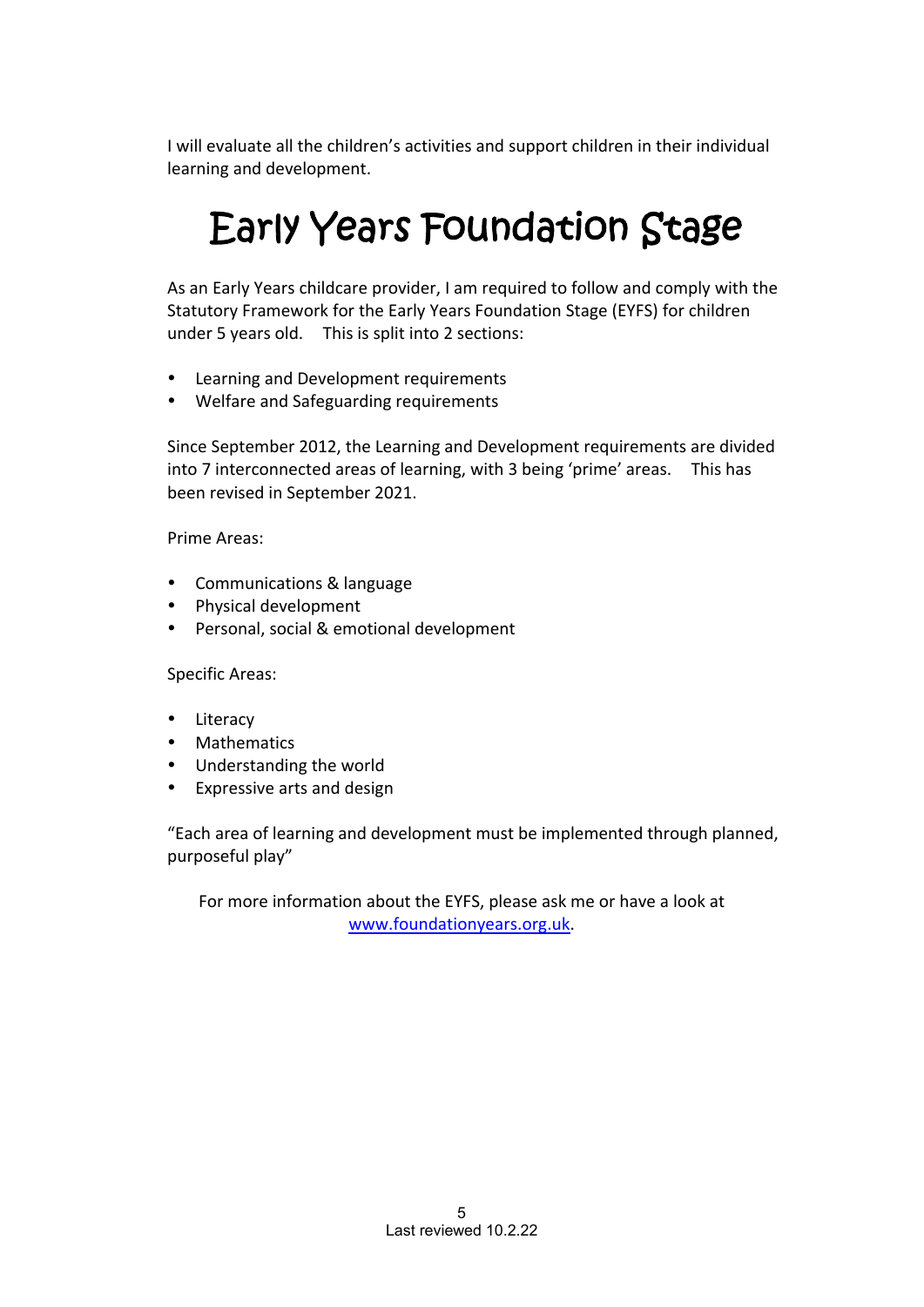I will evaluate all the children's activities and support children in their individual learning and development.

# Early Years Foundation Stage

As an Early Years childcare provider, I am required to follow and comply with the Statutory Framework for the Early Years Foundation Stage (EYFS) for children under 5 years old. This is split into 2 sections:

- Learning and Development requirements
- Welfare and Safeguarding requirements

Since September 2012, the Learning and Development requirements are divided into 7 interconnected areas of learning, with 3 being 'prime' areas. This has been revised in September 2021.

Prime Areas:

- Communications & language
- Physical development
- Personal, social & emotional development

Specific Areas:

- Literacy
- Mathematics
- Understanding the world
- Expressive arts and design

"Each area of learning and development must be implemented through planned, purposeful play"

For more information about the EYFS, please ask me or have a look at [www.foundationyears.org.uk](http://www.foundationyears.org.uk).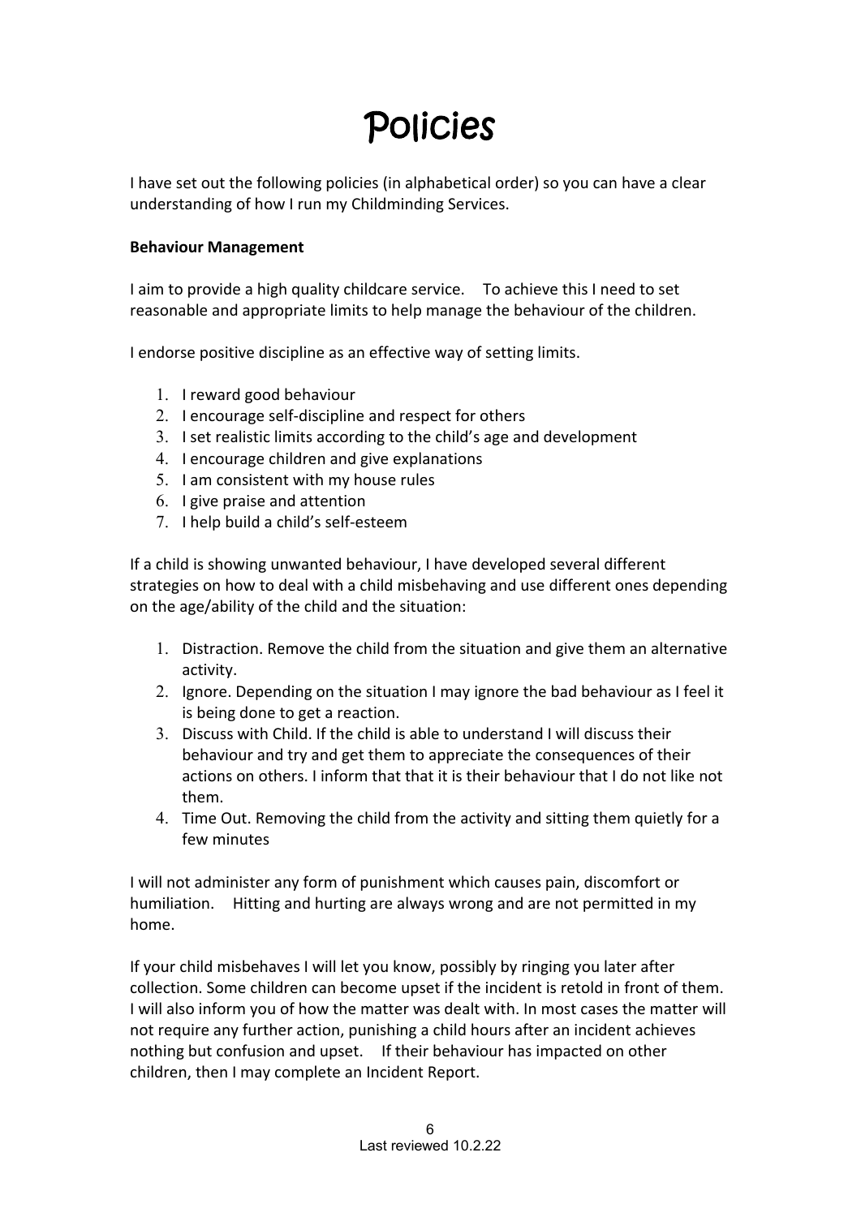# Policies

I have set out the following policies (in alphabetical order) so you can have a clear understanding of how I run my Childminding Services.

**Behaviour Management**

I aim to provide a high quality childcare service. To achieve this I need to set reasonable and appropriate limits to help manage the behaviour of the children.

I endorse positive discipline as an effective way of setting limits.

1. I reward good behaviour
2. I encourage self-discipline and respect for others
3. I set realistic limits according to the child's age and development
4. I encourage children and give explanations
5. I am consistent with my house rules
6. I give praise and attention
7. I help build a child's self-esteem

If a child is showing unwanted behaviour, I have developed several different strategies on how to deal with a child misbehaving and use different ones depending on the age/ability of the child and the situation:

1. Distraction. Remove the child from the situation and give them an alternative activity.
2. Ignore. Depending on the situation I may ignore the bad behaviour as I feel it is being done to get a reaction.
3. Discuss with Child. If the child is able to understand I will discuss their behaviour and try and get them to appreciate the consequences of their actions on others. I inform that that it is their behaviour that I do not like not them.
4. Time Out. Removing the child from the activity and sitting them quietly for a few minutes

I will not administer any form of punishment which causes pain, discomfort or humiliation. Hitting and hurting are always wrong and are not permitted in my home.

If your child misbehaves I will let you know, possibly by ringing you later after collection. Some children can become upset if the incident is retold in front of them. I will also inform you of how the matter was dealt with. In most cases the matter will not require any further action, punishing a child hours after an incident achieves nothing but confusion and upset. If their behaviour has impacted on other children, then I may complete an Incident Report.

Last reviewed 10.2.22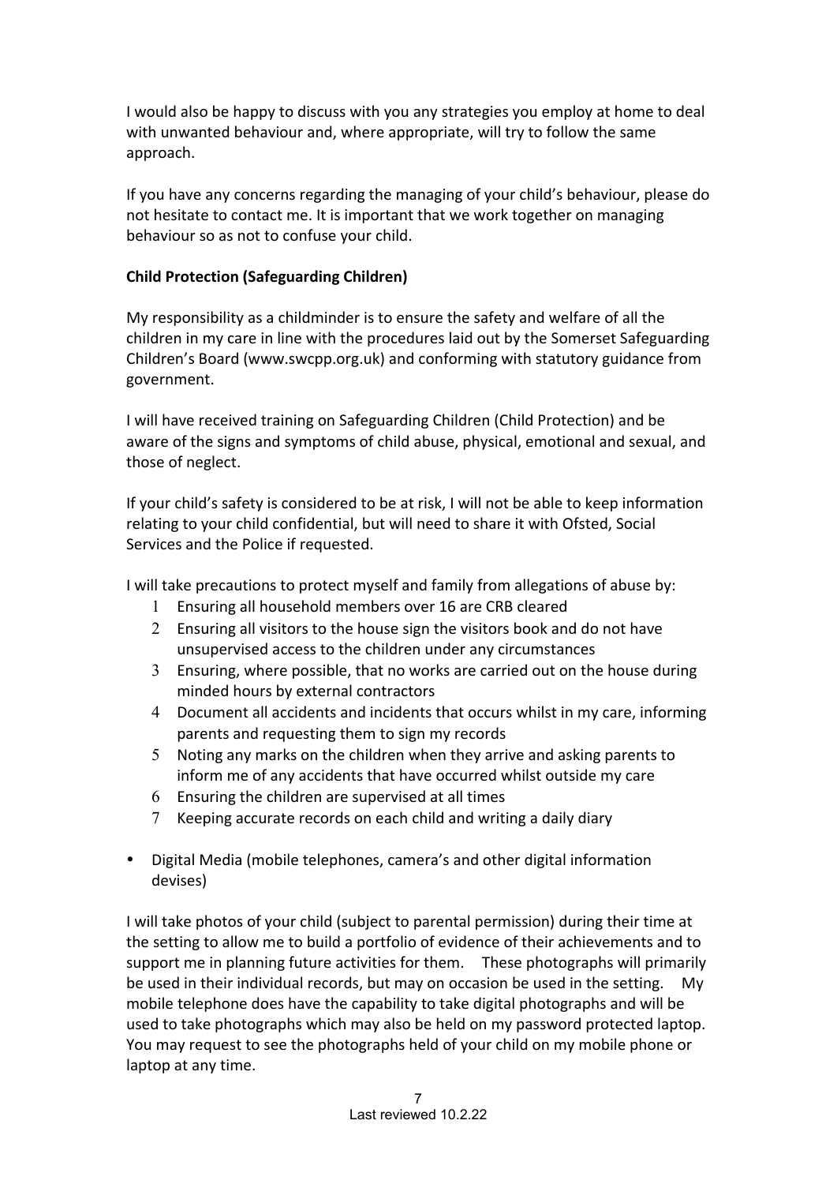I would also be happy to discuss with you any strategies you employ at home to deal with unwanted behaviour and, where appropriate, will try to follow the same approach.

If you have any concerns regarding the managing of your child's behaviour, please do not hesitate to contact me. It is important that we work together on managing behaviour so as not to confuse your child.

**Child Protection (Safeguarding Children)**

My responsibility as a childminder is to ensure the safety and welfare of all the children in my care in line with the procedures laid out by the Somerset Safeguarding Children's Board (www.swcpp.org.uk) and conforming with statutory guidance from government.

I will have received training on Safeguarding Children (Child Protection) and be aware of the signs and symptoms of child abuse, physical, emotional and sexual, and those of neglect.

If your child's safety is considered to be at risk, I will not be able to keep information relating to your child confidential, but will need to share it with Ofsted, Social Services and the Police if requested.

I will take precautions to protect myself and family from allegations of abuse by:

1. Ensuring all household members over 16 are CRB cleared
2. Ensuring all visitors to the house sign the visitors book and do not have unsupervised access to the children under any circumstances
3. Ensuring, where possible, that no works are carried out on the house during minded hours by external contractors
4. Document all accidents and incidents that occurs whilst in my care, informing parents and requesting them to sign my records
5. Noting any marks on the children when they arrive and asking parents to inform me of any accidents that have occurred whilst outside my care
6. Ensuring the children are supervised at all times
7. Keeping accurate records on each child and writing a daily diary

- Digital Media (mobile telephones, camera's and other digital information devises)

I will take photos of your child (subject to parental permission) during their time at the setting to allow me to build a portfolio of evidence of their achievements and to support me in planning future activities for them. These photographs will primarily be used in their individual records, but may on occasion be used in the setting. My mobile telephone does have the capability to take digital photographs and will be used to take photographs which may also be held on my password protected laptop. You may request to see the photographs held of your child on my mobile phone or laptop at any time.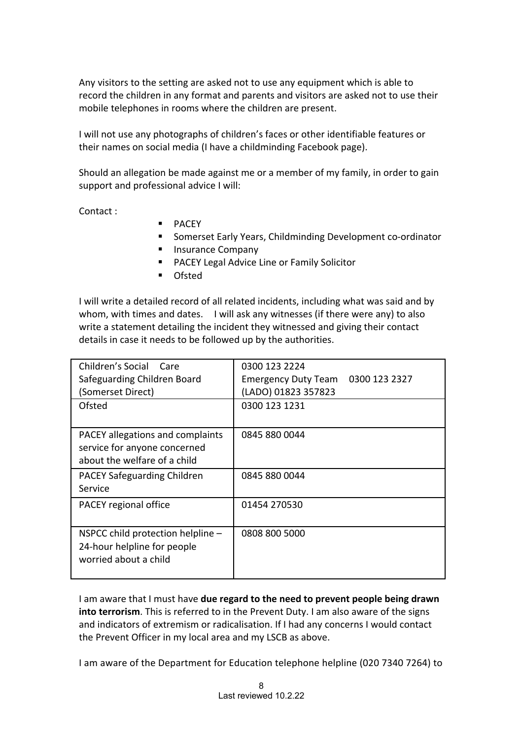Any visitors to the setting are asked not to use any equipment which is able to record the children in any format and parents and visitors are asked not to use their mobile telephones in rooms where the children are present.

I will not use any photographs of children's faces or other identifiable features or their names on social media (I have a childminding Facebook page).

Should an allegation be made against me or a member of my family, in order to gain support and professional advice I will:

Contact :

- PACEY
- Somerset Early Years, Childminding Development co-ordinator
- Insurance Company
- PACEY Legal Advice Line or Family Solicitor
- Ofsted

I will write a detailed record of all related incidents, including what was said and by whom, with times and dates. I will ask any witnesses (if there were any) to also write a statement detailing the incident they witnessed and giving their contact details in case it needs to be followed up by the authorities.

| | |
|---|---|
| Children's Social Care Safeguarding Children Board (Somerset Direct) | 0300 123 2224<br>Emergency Duty Team 0300 123 2327<br>(LADO) 01823 357823 |
| Ofsted | 0300 123 1231 |
| PACEY allegations and complaints service for anyone concerned about the welfare of a child | 0845 880 0044 |
| PACEY Safeguarding Children Service | 0845 880 0044 |
| PACEY regional office | 01454 270530 |
| NSPCC child protection helpline – 24-hour helpline for people worried about a child | 0808 800 5000 |

I am aware that I must have **due regard to the need to prevent people being drawn into terrorism**. This is referred to in the Prevent Duty. I am also aware of the signs and indicators of extremism or radicalisation. If I had any concerns I would contact the Prevent Officer in my local area and my LSCB as above.

I am aware of the Department for Education telephone helpline (020 7340 7264) to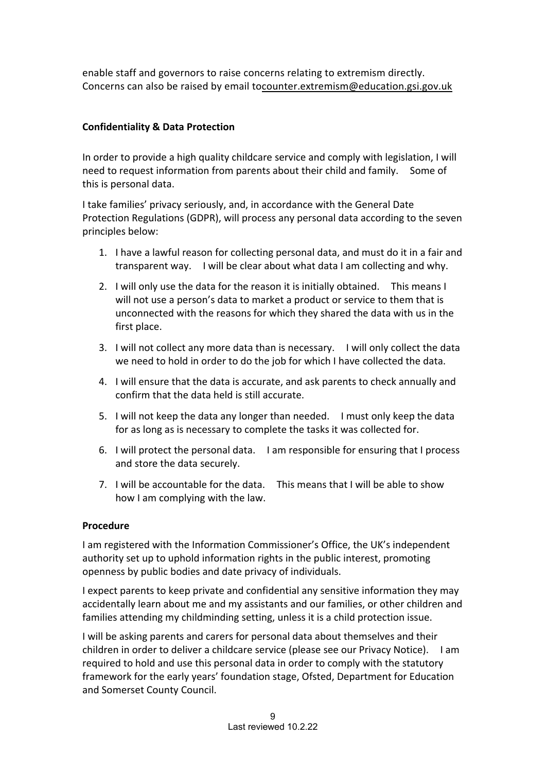enable staff and governors to raise concerns relating to extremism directly. Concerns can also be raised by email tocounter.extremism@education.gsi.gov.uk

**Confidentiality & Data Protection**

In order to provide a high quality childcare service and comply with legislation, I will need to request information from parents about their child and family. Some of this is personal data.

I take families' privacy seriously, and, in accordance with the General Date Protection Regulations (GDPR), will process any personal data according to the seven principles below:

1. I have a lawful reason for collecting personal data, and must do it in a fair and transparent way. I will be clear about what data I am collecting and why.
2. I will only use the data for the reason it is initially obtained. This means I will not use a person's data to market a product or service to them that is unconnected with the reasons for which they shared the data with us in the first place.
3. I will not collect any more data than is necessary. I will only collect the data we need to hold in order to do the job for which I have collected the data.
4. I will ensure that the data is accurate, and ask parents to check annually and confirm that the data held is still accurate.
5. I will not keep the data any longer than needed. I must only keep the data for as long as is necessary to complete the tasks it was collected for.
6. I will protect the personal data. I am responsible for ensuring that I process and store the data securely.
7. I will be accountable for the data. This means that I will be able to show how I am complying with the law.

**Procedure**

I am registered with the Information Commissioner's Office, the UK's independent authority set up to uphold information rights in the public interest, promoting openness by public bodies and date privacy of individuals.

I expect parents to keep private and confidential any sensitive information they may accidentally learn about me and my assistants and our families, or other children and families attending my childminding setting, unless it is a child protection issue.

I will be asking parents and carers for personal data about themselves and their children in order to deliver a childcare service (please see our Privacy Notice). I am required to hold and use this personal data in order to comply with the statutory framework for the early years' foundation stage, Ofsted, Department for Education and Somerset County Council.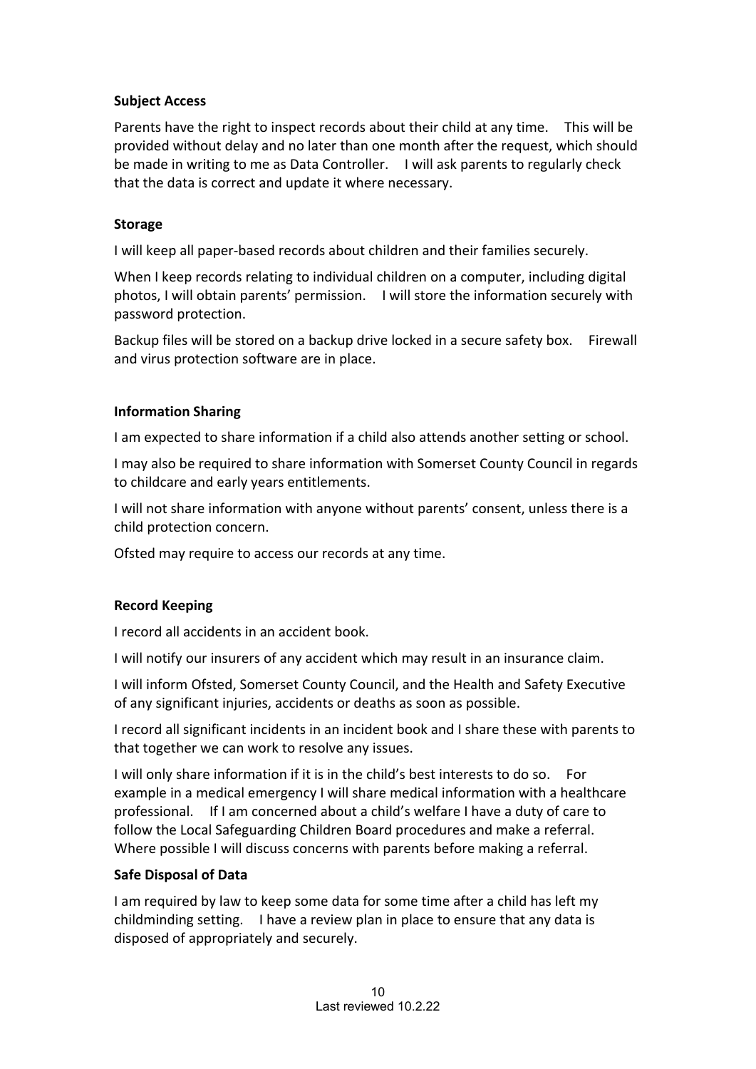**Subject Access**

Parents have the right to inspect records about their child at any time. This will be provided without delay and no later than one month after the request, which should be made in writing to me as Data Controller. I will ask parents to regularly check that the data is correct and update it where necessary.

**Storage**

I will keep all paper-based records about children and their families securely.

When I keep records relating to individual children on a computer, including digital photos, I will obtain parents' permission. I will store the information securely with password protection.

Backup files will be stored on a backup drive locked in a secure safety box. Firewall and virus protection software are in place.

**Information Sharing**

I am expected to share information if a child also attends another setting or school.

I may also be required to share information with Somerset County Council in regards to childcare and early years entitlements.

I will not share information with anyone without parents' consent, unless there is a child protection concern.

Ofsted may require to access our records at any time.

**Record Keeping**

I record all accidents in an accident book.

I will notify our insurers of any accident which may result in an insurance claim.

I will inform Ofsted, Somerset County Council, and the Health and Safety Executive of any significant injuries, accidents or deaths as soon as possible.

I record all significant incidents in an incident book and I share these with parents to that together we can work to resolve any issues.

I will only share information if it is in the child's best interests to do so. For example in a medical emergency I will share medical information with a healthcare professional. If I am concerned about a child's welfare I have a duty of care to follow the Local Safeguarding Children Board procedures and make a referral. Where possible I will discuss concerns with parents before making a referral.

**Safe Disposal of Data**

I am required by law to keep some data for some time after a child has left my childminding setting. I have a review plan in place to ensure that any data is disposed of appropriately and securely.

Last reviewed 10.2.22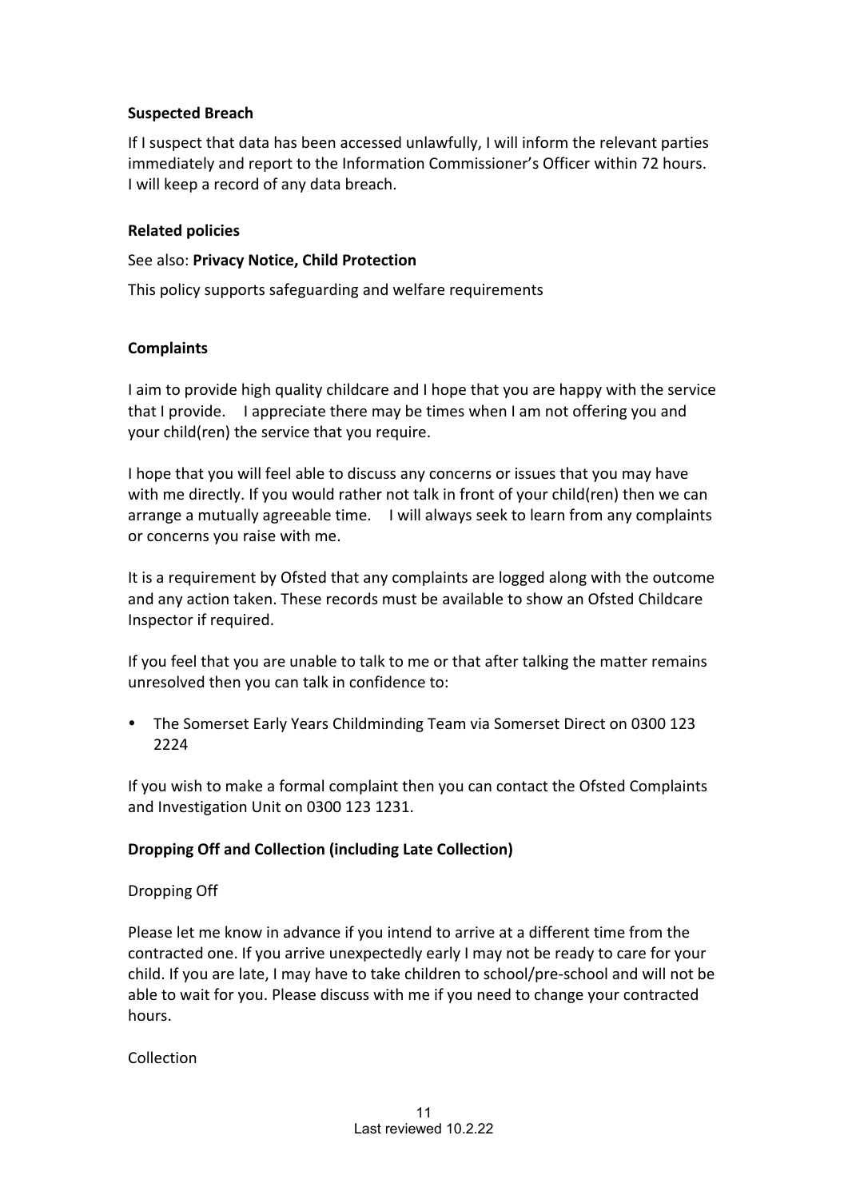**Suspected Breach**

If I suspect that data has been accessed unlawfully, I will inform the relevant parties immediately and report to the Information Commissioner's Officer within 72 hours. I will keep a record of any data breach.

**Related policies**

See also: **Privacy Notice, Child Protection**

This policy supports safeguarding and welfare requirements

**Complaints**

I aim to provide high quality childcare and I hope that you are happy with the service that I provide. I appreciate there may be times when I am not offering you and your child(ren) the service that you require.

I hope that you will feel able to discuss any concerns or issues that you may have with me directly. If you would rather not talk in front of your child(ren) then we can arrange a mutually agreeable time. I will always seek to learn from any complaints or concerns you raise with me.

It is a requirement by Ofsted that any complaints are logged along with the outcome and any action taken. These records must be available to show an Ofsted Childcare Inspector if required.

If you feel that you are unable to talk to me or that after talking the matter remains unresolved then you can talk in confidence to:

- The Somerset Early Years Childminding Team via Somerset Direct on 0300 123 2224

If you wish to make a formal complaint then you can contact the Ofsted Complaints and Investigation Unit on 0300 123 1231.

**Dropping Off and Collection (including Late Collection)**

Dropping Off

Please let me know in advance if you intend to arrive at a different time from the contracted one. If you arrive unexpectedly early I may not be ready to care for your child. If you are late, I may have to take children to school/pre-school and will not be able to wait for you. Please discuss with me if you need to change your contracted hours.

Collection

Last reviewed 10.2.22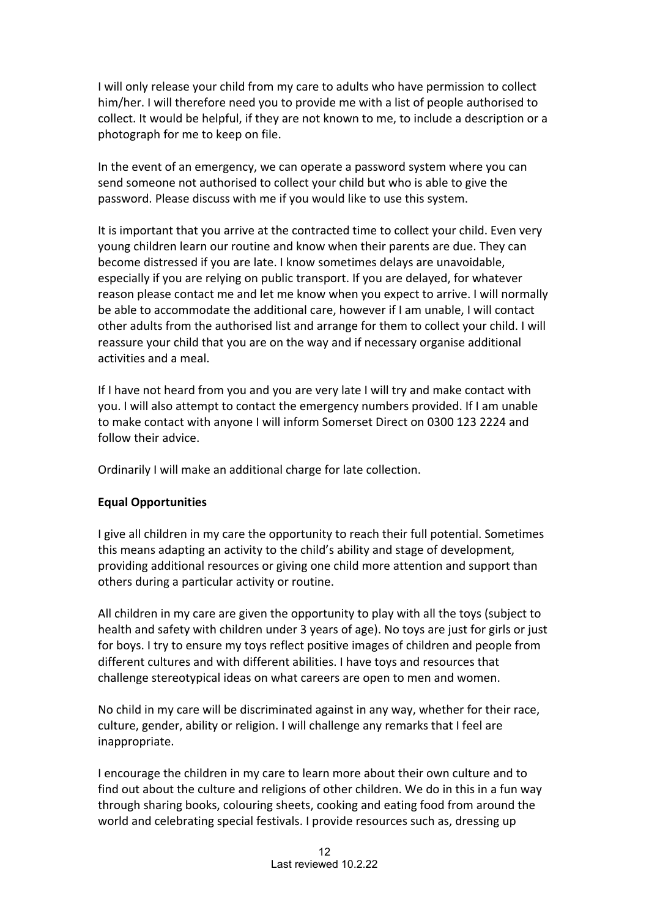I will only release your child from my care to adults who have permission to collect him/her. I will therefore need you to provide me with a list of people authorised to collect. It would be helpful, if they are not known to me, to include a description or a photograph for me to keep on file.

In the event of an emergency, we can operate a password system where you can send someone not authorised to collect your child but who is able to give the password. Please discuss with me if you would like to use this system.

It is important that you arrive at the contracted time to collect your child. Even very young children learn our routine and know when their parents are due. They can become distressed if you are late. I know sometimes delays are unavoidable, especially if you are relying on public transport. If you are delayed, for whatever reason please contact me and let me know when you expect to arrive. I will normally be able to accommodate the additional care, however if I am unable, I will contact other adults from the authorised list and arrange for them to collect your child. I will reassure your child that you are on the way and if necessary organise additional activities and a meal.

If I have not heard from you and you are very late I will try and make contact with you. I will also attempt to contact the emergency numbers provided. If I am unable to make contact with anyone I will inform Somerset Direct on 0300 123 2224 and follow their advice.

Ordinarily I will make an additional charge for late collection.

**Equal Opportunities**

I give all children in my care the opportunity to reach their full potential. Sometimes this means adapting an activity to the child's ability and stage of development, providing additional resources or giving one child more attention and support than others during a particular activity or routine.

All children in my care are given the opportunity to play with all the toys (subject to health and safety with children under 3 years of age). No toys are just for girls or just for boys. I try to ensure my toys reflect positive images of children and people from different cultures and with different abilities. I have toys and resources that challenge stereotypical ideas on what careers are open to men and women.

No child in my care will be discriminated against in any way, whether for their race, culture, gender, ability or religion. I will challenge any remarks that I feel are inappropriate.

I encourage the children in my care to learn more about their own culture and to find out about the culture and religions of other children. We do in this in a fun way through sharing books, colouring sheets, cooking and eating food from around the world and celebrating special festivals. I provide resources such as, dressing up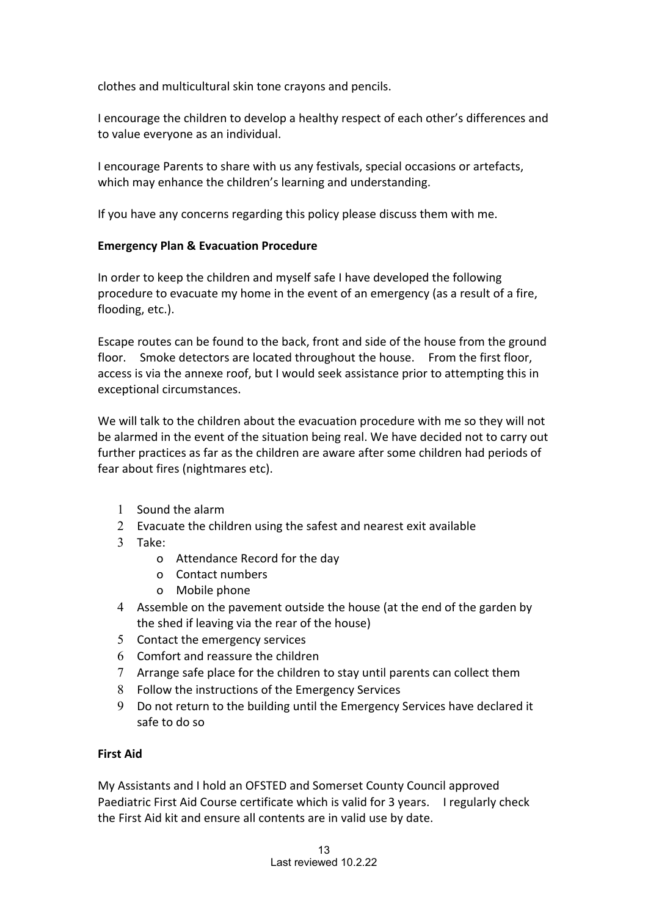clothes and multicultural skin tone crayons and pencils.

I encourage the children to develop a healthy respect of each other's differences and to value everyone as an individual.

I encourage Parents to share with us any festivals, special occasions or artefacts, which may enhance the children's learning and understanding.

If you have any concerns regarding this policy please discuss them with me.

**Emergency Plan & Evacuation Procedure**

In order to keep the children and myself safe I have developed the following procedure to evacuate my home in the event of an emergency (as a result of a fire, flooding, etc.).

Escape routes can be found to the back, front and side of the house from the ground floor. Smoke detectors are located throughout the house. From the first floor, access is via the annexe roof, but I would seek assistance prior to attempting this in exceptional circumstances.

We will talk to the children about the evacuation procedure with me so they will not be alarmed in the event of the situation being real. We have decided not to carry out further practices as far as the children are aware after some children had periods of fear about fires (nightmares etc).

1. Sound the alarm
2. Evacuate the children using the safest and nearest exit available
3. Take:
   - Attendance Record for the day
   - Contact numbers
   - Mobile phone
4. Assemble on the pavement outside the house (at the end of the garden by the shed if leaving via the rear of the house)
5. Contact the emergency services
6. Comfort and reassure the children
7. Arrange safe place for the children to stay until parents can collect them
8. Follow the instructions of the Emergency Services
9. Do not return to the building until the Emergency Services have declared it safe to do so

**First Aid**

My Assistants and I hold an OFSTED and Somerset County Council approved Paediatric First Aid Course certificate which is valid for 3 years. I regularly check the First Aid kit and ensure all contents are in valid use by date.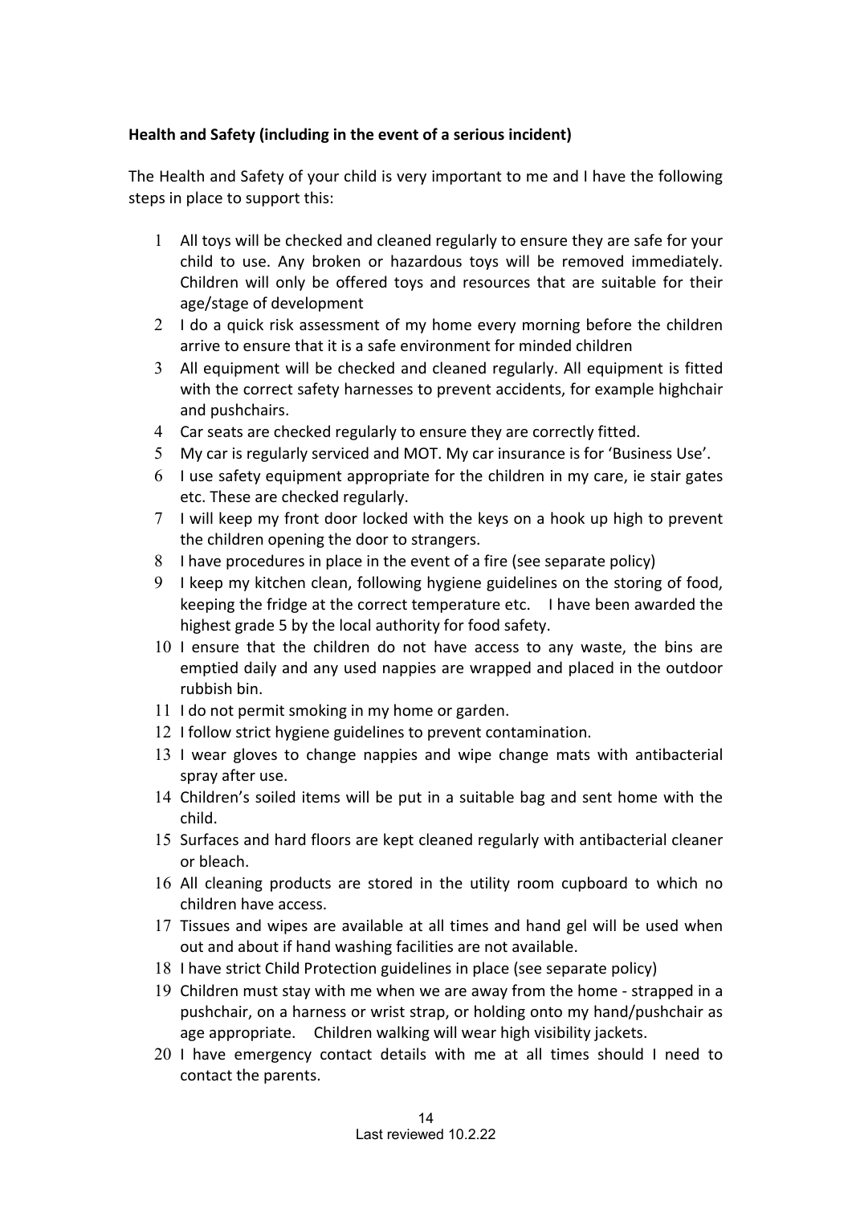**Health and Safety (including in the event of a serious incident)**

The Health and Safety of your child is very important to me and I have the following steps in place to support this:

1. All toys will be checked and cleaned regularly to ensure they are safe for your child to use. Any broken or hazardous toys will be removed immediately. Children will only be offered toys and resources that are suitable for their age/stage of development
2. I do a quick risk assessment of my home every morning before the children arrive to ensure that it is a safe environment for minded children
3. All equipment will be checked and cleaned regularly. All equipment is fitted with the correct safety harnesses to prevent accidents, for example highchair and pushchairs.
4. Car seats are checked regularly to ensure they are correctly fitted.
5. My car is regularly serviced and MOT. My car insurance is for 'Business Use'.
6. I use safety equipment appropriate for the children in my care, ie stair gates etc. These are checked regularly.
7. I will keep my front door locked with the keys on a hook up high to prevent the children opening the door to strangers.
8. I have procedures in place in the event of a fire (see separate policy)
9. I keep my kitchen clean, following hygiene guidelines on the storing of food, keeping the fridge at the correct temperature etc. I have been awarded the highest grade 5 by the local authority for food safety.
10. I ensure that the children do not have access to any waste, the bins are emptied daily and any used nappies are wrapped and placed in the outdoor rubbish bin.
11. I do not permit smoking in my home or garden.
12. I follow strict hygiene guidelines to prevent contamination.
13. I wear gloves to change nappies and wipe change mats with antibacterial spray after use.
14. Children's soiled items will be put in a suitable bag and sent home with the child.
15. Surfaces and hard floors are kept cleaned regularly with antibacterial cleaner or bleach.
16. All cleaning products are stored in the utility room cupboard to which no children have access.
17. Tissues and wipes are available at all times and hand gel will be used when out and about if hand washing facilities are not available.
18. I have strict Child Protection guidelines in place (see separate policy)
19. Children must stay with me when we are away from the home - strapped in a pushchair, on a harness or wrist strap, or holding onto my hand/pushchair as age appropriate. Children walking will wear high visibility jackets.
20. I have emergency contact details with me at all times should I need to contact the parents.

Last reviewed 10.2.22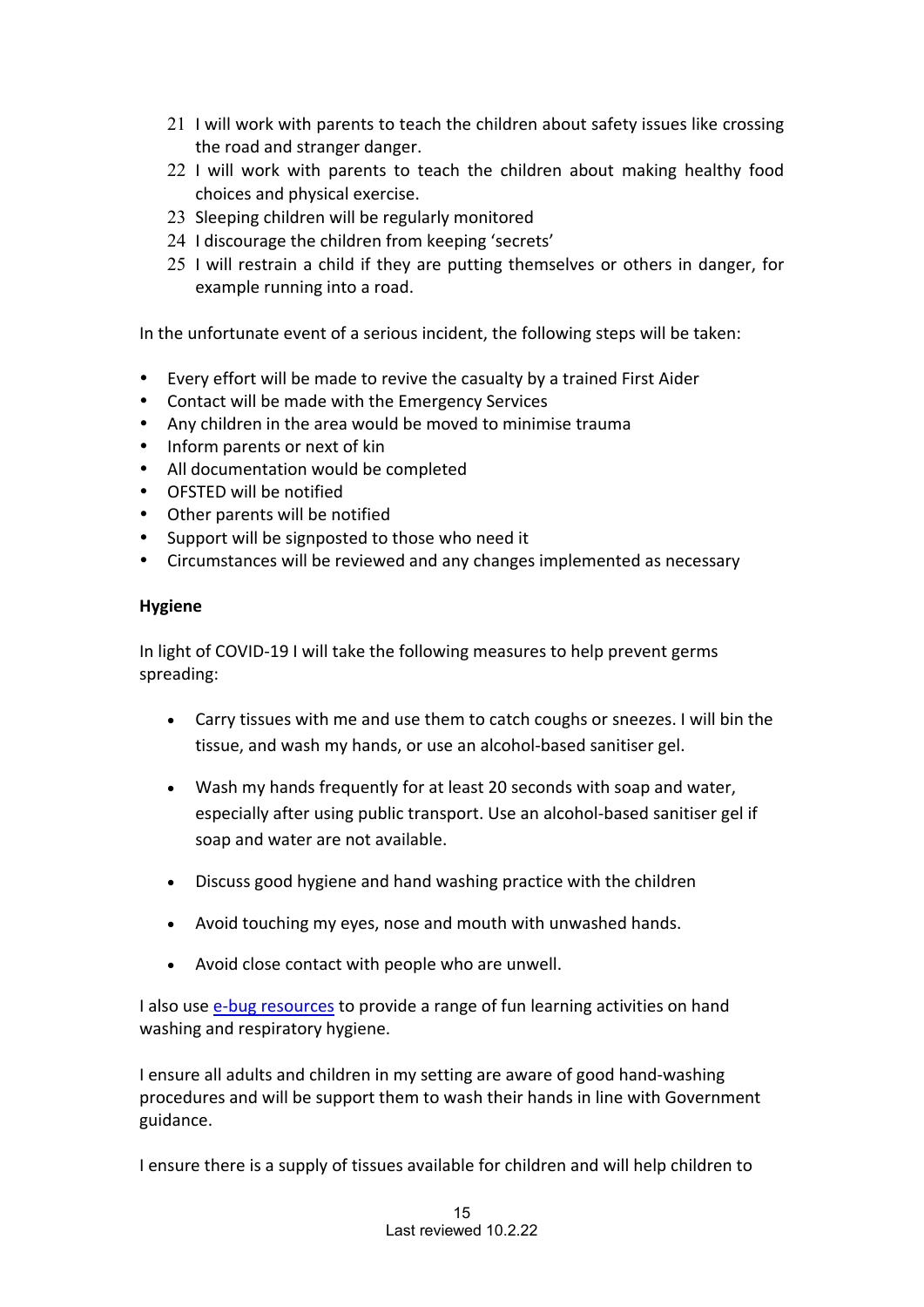21. I will work with parents to teach the children about safety issues like crossing the road and stranger danger.
22. I will work with parents to teach the children about making healthy food choices and physical exercise.
23. Sleeping children will be regularly monitored
24. I discourage the children from keeping 'secrets'
25. I will restrain a child if they are putting themselves or others in danger, for example running into a road.

In the unfortunate event of a serious incident, the following steps will be taken:

- Every effort will be made to revive the casualty by a trained First Aider
- Contact will be made with the Emergency Services
- Any children in the area would be moved to minimise trauma
- Inform parents or next of kin
- All documentation would be completed
- OFSTED will be notified
- Other parents will be notified
- Support will be signposted to those who need it
- Circumstances will be reviewed and any changes implemented as necessary

**Hygiene**

In light of COVID-19 I will take the following measures to help prevent germs spreading:

- Carry tissues with me and use them to catch coughs or sneezes. I will bin the tissue, and wash my hands, or use an alcohol-based sanitiser gel.
- Wash my hands frequently for at least 20 seconds with soap and water, especially after using public transport. Use an alcohol-based sanitiser gel if soap and water are not available.
- Discuss good hygiene and hand washing practice with the children
- Avoid touching my eyes, nose and mouth with unwashed hands.
- Avoid close contact with people who are unwell.

I also use e-bug resources to provide a range of fun learning activities on hand washing and respiratory hygiene.

I ensure all adults and children in my setting are aware of good hand-washing procedures and will be support them to wash their hands in line with Government guidance.

I ensure there is a supply of tissues available for children and will help children to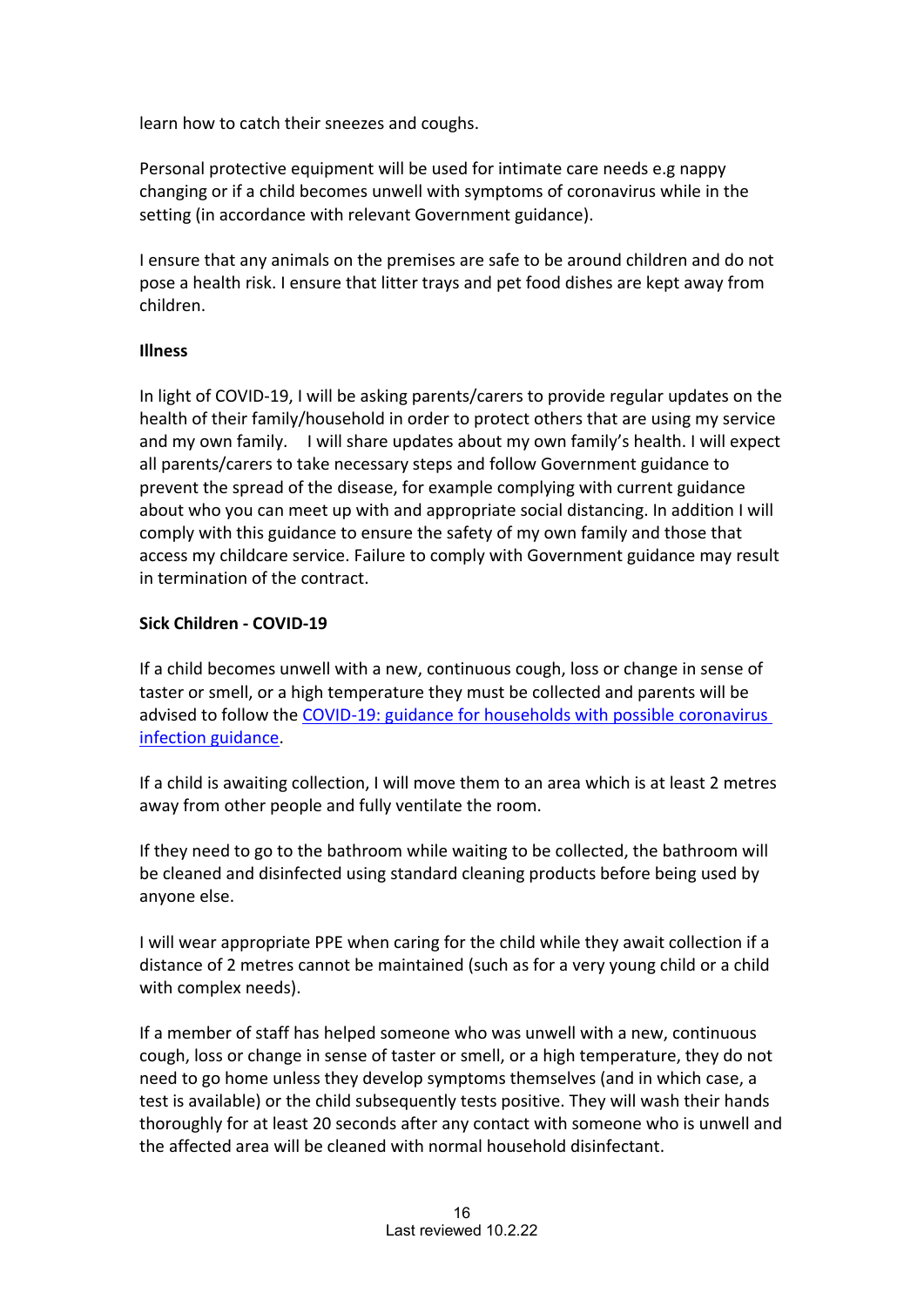learn how to catch their sneezes and coughs.

Personal protective equipment will be used for intimate care needs e.g nappy changing or if a child becomes unwell with symptoms of coronavirus while in the setting (in accordance with relevant Government guidance).

I ensure that any animals on the premises are safe to be around children and do not pose a health risk. I ensure that litter trays and pet food dishes are kept away from children.

**Illness**

In light of COVID-19, I will be asking parents/carers to provide regular updates on the health of their family/household in order to protect others that are using my service and my own family.    I will share updates about my own family's health. I will expect all parents/carers to take necessary steps and follow Government guidance to prevent the spread of the disease, for example complying with current guidance about who you can meet up with and appropriate social distancing. In addition I will comply with this guidance to ensure the safety of my own family and those that access my childcare service. Failure to comply with Government guidance may result in termination of the contract.

**Sick Children - COVID-19**

If a child becomes unwell with a new, continuous cough, loss or change in sense of taster or smell, or a high temperature they must be collected and parents will be advised to follow the [COVID-19: guidance for households with possible coronavirus infection guidance](#).

If a child is awaiting collection, I will move them to an area which is at least 2 metres away from other people and fully ventilate the room.

If they need to go to the bathroom while waiting to be collected, the bathroom will be cleaned and disinfected using standard cleaning products before being used by anyone else.

I will wear appropriate PPE when caring for the child while they await collection if a distance of 2 metres cannot be maintained (such as for a very young child or a child with complex needs).

If a member of staff has helped someone who was unwell with a new, continuous cough, loss or change in sense of taster or smell, or a high temperature, they do not need to go home unless they develop symptoms themselves (and in which case, a test is available) or the child subsequently tests positive. They will wash their hands thoroughly for at least 20 seconds after any contact with someone who is unwell and the affected area will be cleaned with normal household disinfectant.

Last reviewed 10.2.22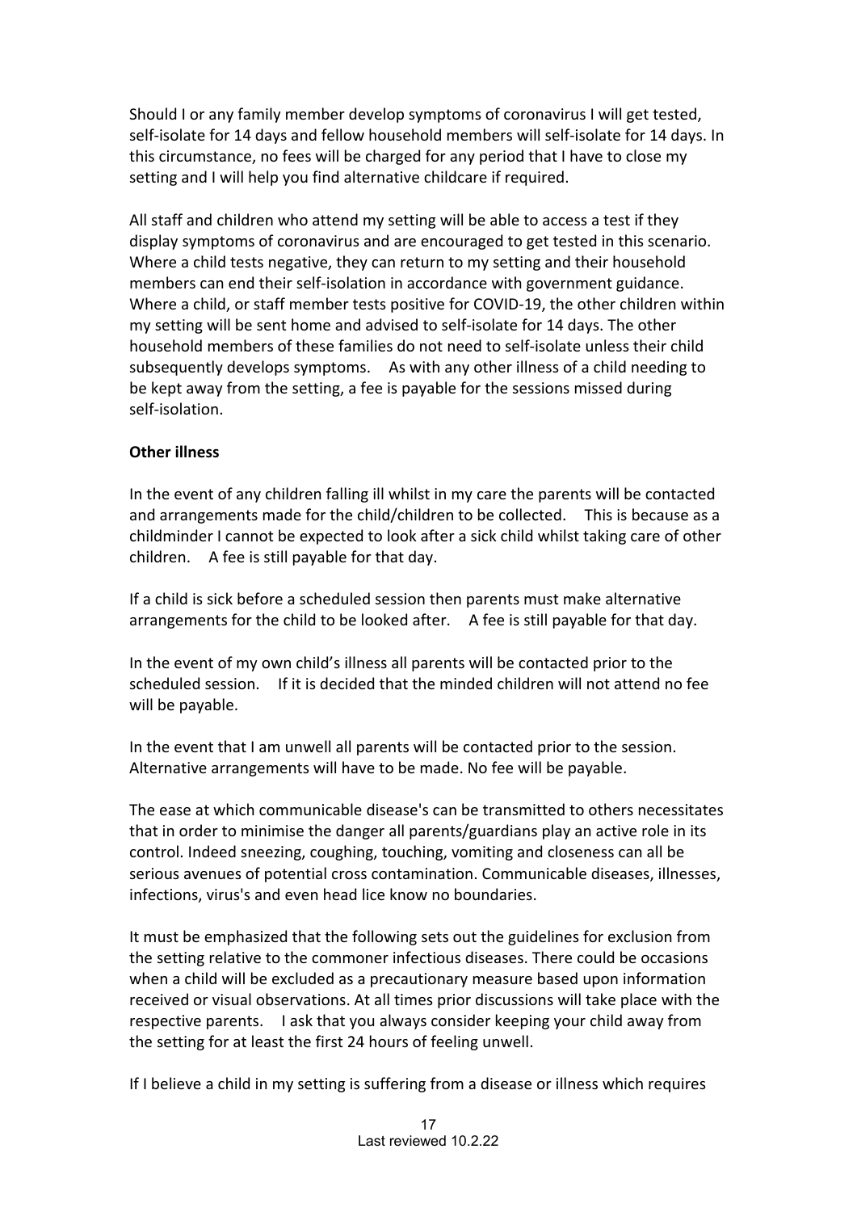Should I or any family member develop symptoms of coronavirus I will get tested, self-isolate for 14 days and fellow household members will self-isolate for 14 days. In this circumstance, no fees will be charged for any period that I have to close my setting and I will help you find alternative childcare if required.

All staff and children who attend my setting will be able to access a test if they display symptoms of coronavirus and are encouraged to get tested in this scenario. Where a child tests negative, they can return to my setting and their household members can end their self-isolation in accordance with government guidance. Where a child, or staff member tests positive for COVID-19, the other children within my setting will be sent home and advised to self-isolate for 14 days. The other household members of these families do not need to self-isolate unless their child subsequently develops symptoms. As with any other illness of a child needing to be kept away from the setting, a fee is payable for the sessions missed during self-isolation.

**Other illness**

In the event of any children falling ill whilst in my care the parents will be contacted and arrangements made for the child/children to be collected. This is because as a childminder I cannot be expected to look after a sick child whilst taking care of other children. A fee is still payable for that day.

If a child is sick before a scheduled session then parents must make alternative arrangements for the child to be looked after. A fee is still payable for that day.

In the event of my own child's illness all parents will be contacted prior to the scheduled session. If it is decided that the minded children will not attend no fee will be payable.

In the event that I am unwell all parents will be contacted prior to the session. Alternative arrangements will have to be made. No fee will be payable.

The ease at which communicable disease's can be transmitted to others necessitates that in order to minimise the danger all parents/guardians play an active role in its control. Indeed sneezing, coughing, touching, vomiting and closeness can all be serious avenues of potential cross contamination. Communicable diseases, illnesses, infections, virus's and even head lice know no boundaries.

It must be emphasized that the following sets out the guidelines for exclusion from the setting relative to the commoner infectious diseases. There could be occasions when a child will be excluded as a precautionary measure based upon information received or visual observations. At all times prior discussions will take place with the respective parents. I ask that you always consider keeping your child away from the setting for at least the first 24 hours of feeling unwell.

If I believe a child in my setting is suffering from a disease or illness which requires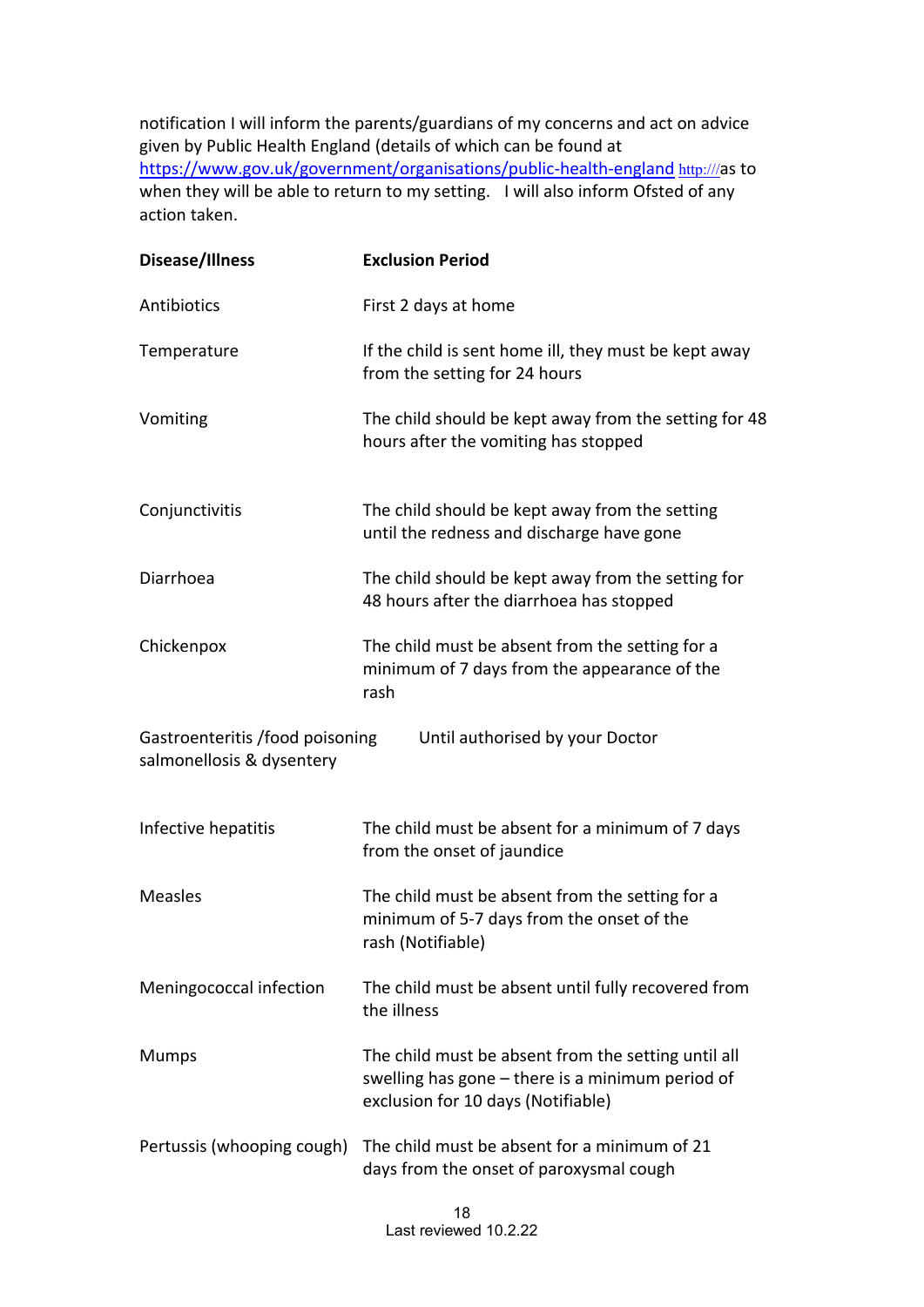notification I will inform the parents/guardians of my concerns and act on advice given by Public Health England (details of which can be found at https://www.gov.uk/government/organisations/public-health-england http:///as to when they will be able to return to my setting.   I will also inform Ofsted of any action taken.

| Disease/Illness | Exclusion Period |
| --- | --- |
| Antibiotics | First 2 days at home |
| Temperature | If the child is sent home ill, they must be kept away from the setting for 24 hours |
| Vomiting | The child should be kept away from the setting for 48 hours after the vomiting has stopped |
| Conjunctivitis | The child should be kept away from the setting until the redness and discharge have gone |
| Diarrhoea | The child should be kept away from the setting for 48 hours after the diarrhoea has stopped |
| Chickenpox | The child must be absent from the setting for a minimum of 7 days from the appearance of the rash |
| Gastroenteritis /food poisoning salmonellosis & dysentery | Until authorised by your Doctor |
| Infective hepatitis | The child must be absent for a minimum of 7 days from the onset of jaundice |
| Measles | The child must be absent from the setting for a minimum of 5-7 days from the onset of the rash (Notifiable) |
| Meningococcal infection | The child must be absent until fully recovered from the illness |
| Mumps | The child must be absent from the setting until all swelling has gone – there is a minimum period of exclusion for 10 days (Notifiable) |
| Pertussis (whooping cough) | The child must be absent for a minimum of 21 days from the onset of paroxysmal cough |

Last reviewed 10.2.22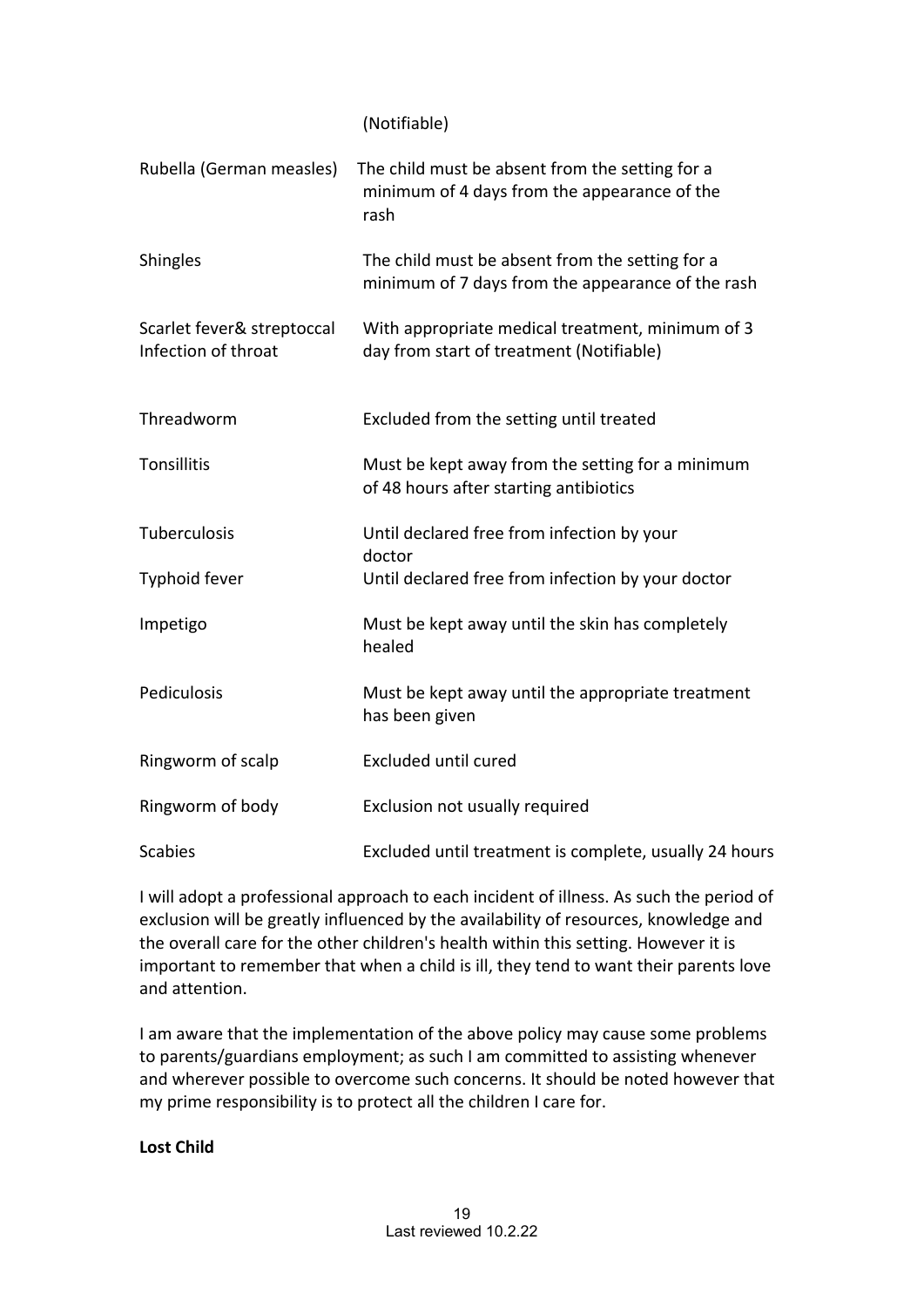| | |
|---|---|
| | (Notifiable) |
| Rubella (German measles) | The child must be absent from the setting for a minimum of 4 days from the appearance of the rash |
| Shingles | The child must be absent from the setting for a minimum of 7 days from the appearance of the rash |
| Scarlet fever& streptoccal Infection of throat | With appropriate medical treatment, minimum of 3 day from start of treatment (Notifiable) |
| Threadworm | Excluded from the setting until treated |
| Tonsillitis | Must be kept away from the setting for a minimum of 48 hours after starting antibiotics |
| Tuberculosis | Until declared free from infection by your doctor |
| Typhoid fever | Until declared free from infection by your doctor |
| Impetigo | Must be kept away until the skin has completely healed |
| Pediculosis | Must be kept away until the appropriate treatment has been given |
| Ringworm of scalp | Excluded until cured |
| Ringworm of body | Exclusion not usually required |
| Scabies | Excluded until treatment is complete, usually 24 hours |

I will adopt a professional approach to each incident of illness. As such the period of exclusion will be greatly influenced by the availability of resources, knowledge and the overall care for the other children's health within this setting. However it is important to remember that when a child is ill, they tend to want their parents love and attention.

I am aware that the implementation of the above policy may cause some problems to parents/guardians employment; as such I am committed to assisting whenever and wherever possible to overcome such concerns. It should be noted however that my prime responsibility is to protect all the children I care for.

**Lost Child**

Last reviewed 10.2.22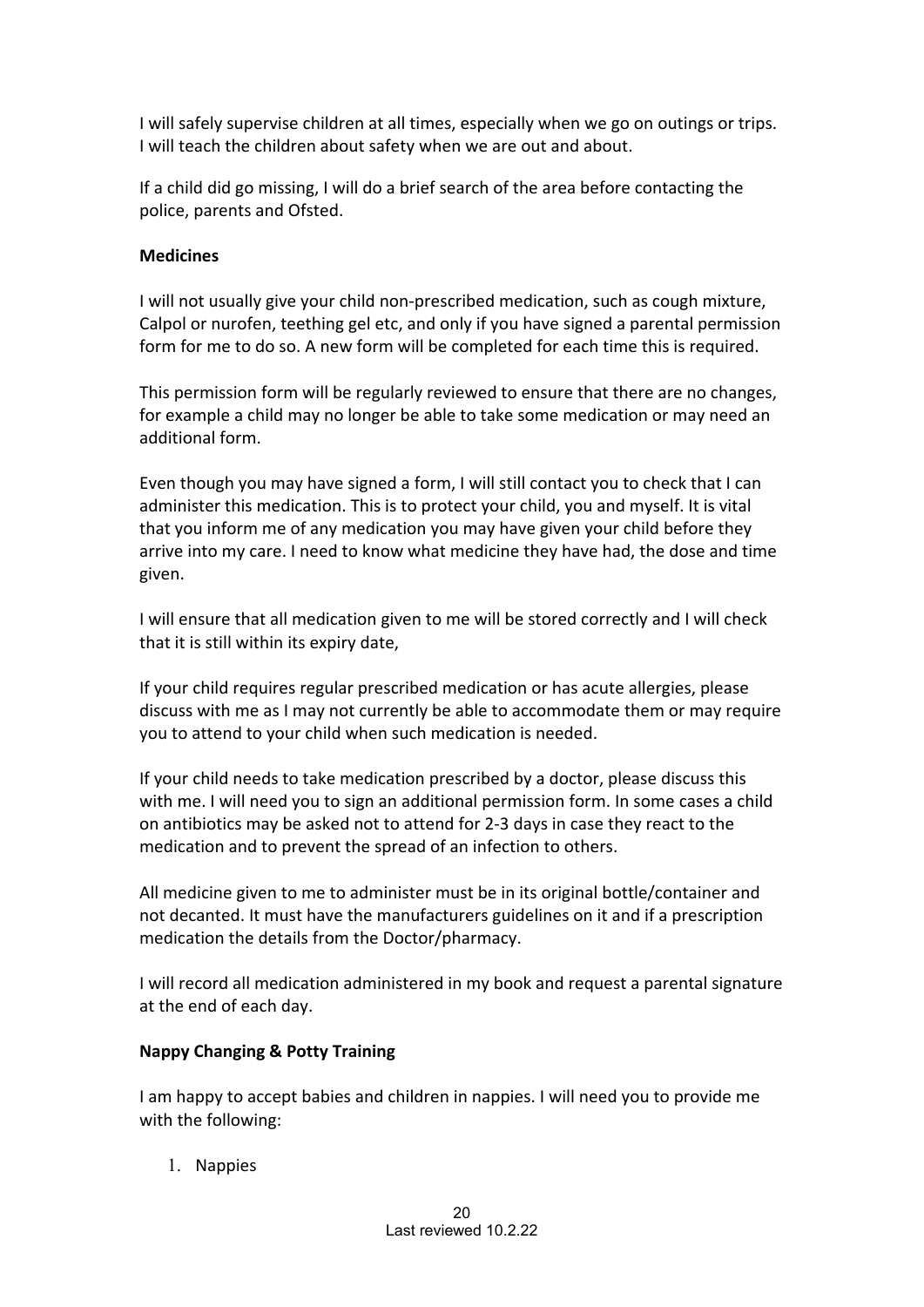I will safely supervise children at all times, especially when we go on outings or trips. I will teach the children about safety when we are out and about.

If a child did go missing, I will do a brief search of the area before contacting the police, parents and Ofsted.

**Medicines**

I will not usually give your child non-prescribed medication, such as cough mixture, Calpol or nurofen, teething gel etc, and only if you have signed a parental permission form for me to do so. A new form will be completed for each time this is required.

This permission form will be regularly reviewed to ensure that there are no changes, for example a child may no longer be able to take some medication or may need an additional form.

Even though you may have signed a form, I will still contact you to check that I can administer this medication. This is to protect your child, you and myself. It is vital that you inform me of any medication you may have given your child before they arrive into my care. I need to know what medicine they have had, the dose and time given.

I will ensure that all medication given to me will be stored correctly and I will check that it is still within its expiry date,

If your child requires regular prescribed medication or has acute allergies, please discuss with me as I may not currently be able to accommodate them or may require you to attend to your child when such medication is needed.

If your child needs to take medication prescribed by a doctor, please discuss this with me. I will need you to sign an additional permission form. In some cases a child on antibiotics may be asked not to attend for 2-3 days in case they react to the medication and to prevent the spread of an infection to others.

All medicine given to me to administer must be in its original bottle/container and not decanted. It must have the manufacturers guidelines on it and if a prescription medication the details from the Doctor/pharmacy.

I will record all medication administered in my book and request a parental signature at the end of each day.

**Nappy Changing & Potty Training**

I am happy to accept babies and children in nappies. I will need you to provide me with the following:

1. Nappies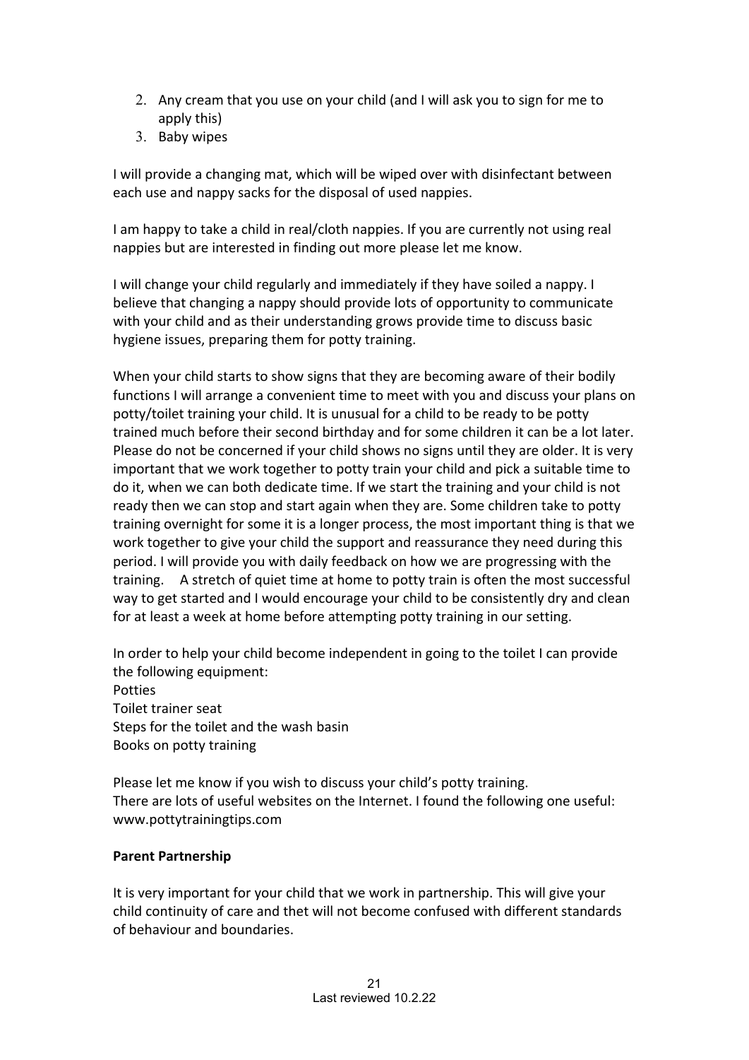2. Any cream that you use on your child (and I will ask you to sign for me to apply this)
3. Baby wipes

I will provide a changing mat, which will be wiped over with disinfectant between each use and nappy sacks for the disposal of used nappies.

I am happy to take a child in real/cloth nappies. If you are currently not using real nappies but are interested in finding out more please let me know.

I will change your child regularly and immediately if they have soiled a nappy. I believe that changing a nappy should provide lots of opportunity to communicate with your child and as their understanding grows provide time to discuss basic hygiene issues, preparing them for potty training.

When your child starts to show signs that they are becoming aware of their bodily functions I will arrange a convenient time to meet with you and discuss your plans on potty/toilet training your child. It is unusual for a child to be ready to be potty trained much before their second birthday and for some children it can be a lot later. Please do not be concerned if your child shows no signs until they are older. It is very important that we work together to potty train your child and pick a suitable time to do it, when we can both dedicate time. If we start the training and your child is not ready then we can stop and start again when they are. Some children take to potty training overnight for some it is a longer process, the most important thing is that we work together to give your child the support and reassurance they need during this period. I will provide you with daily feedback on how we are progressing with the training. A stretch of quiet time at home to potty train is often the most successful way to get started and I would encourage your child to be consistently dry and clean for at least a week at home before attempting potty training in our setting.

In order to help your child become independent in going to the toilet I can provide the following equipment:
Potties
Toilet trainer seat
Steps for the toilet and the wash basin
Books on potty training

Please let me know if you wish to discuss your child's potty training.
There are lots of useful websites on the Internet. I found the following one useful: www.pottytrainingtips.com

**Parent Partnership**

It is very important for your child that we work in partnership. This will give your child continuity of care and thet will not become confused with different standards of behaviour and boundaries.

Last reviewed 10.2.22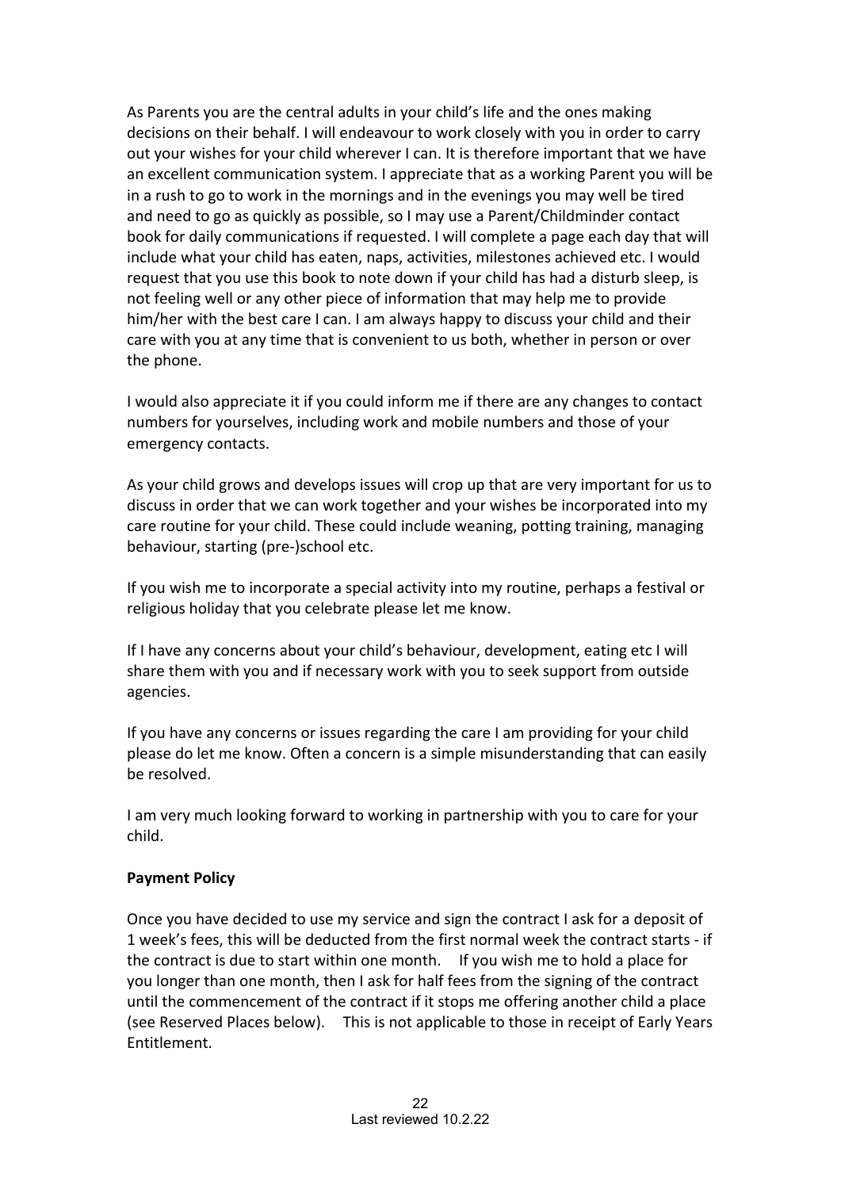As Parents you are the central adults in your child's life and the ones making decisions on their behalf. I will endeavour to work closely with you in order to carry out your wishes for your child wherever I can. It is therefore important that we have an excellent communication system. I appreciate that as a working Parent you will be in a rush to go to work in the mornings and in the evenings you may well be tired and need to go as quickly as possible, so I may use a Parent/Childminder contact book for daily communications if requested. I will complete a page each day that will include what your child has eaten, naps, activities, milestones achieved etc. I would request that you use this book to note down if your child has had a disturb sleep, is not feeling well or any other piece of information that may help me to provide him/her with the best care I can. I am always happy to discuss your child and their care with you at any time that is convenient to us both, whether in person or over the phone.

I would also appreciate it if you could inform me if there are any changes to contact numbers for yourselves, including work and mobile numbers and those of your emergency contacts.

As your child grows and develops issues will crop up that are very important for us to discuss in order that we can work together and your wishes be incorporated into my care routine for your child. These could include weaning, potting training, managing behaviour, starting (pre-)school etc.

If you wish me to incorporate a special activity into my routine, perhaps a festival or religious holiday that you celebrate please let me know.

If I have any concerns about your child's behaviour, development, eating etc I will share them with you and if necessary work with you to seek support from outside agencies.

If you have any concerns or issues regarding the care I am providing for your child please do let me know. Often a concern is a simple misunderstanding that can easily be resolved.

I am very much looking forward to working in partnership with you to care for your child.

**Payment Policy**

Once you have decided to use my service and sign the contract I ask for a deposit of 1 week's fees, this will be deducted from the first normal week the contract starts - if the contract is due to start within one month. If you wish me to hold a place for you longer than one month, then I ask for half fees from the signing of the contract until the commencement of the contract if it stops me offering another child a place (see Reserved Places below). This is not applicable to those in receipt of Early Years Entitlement.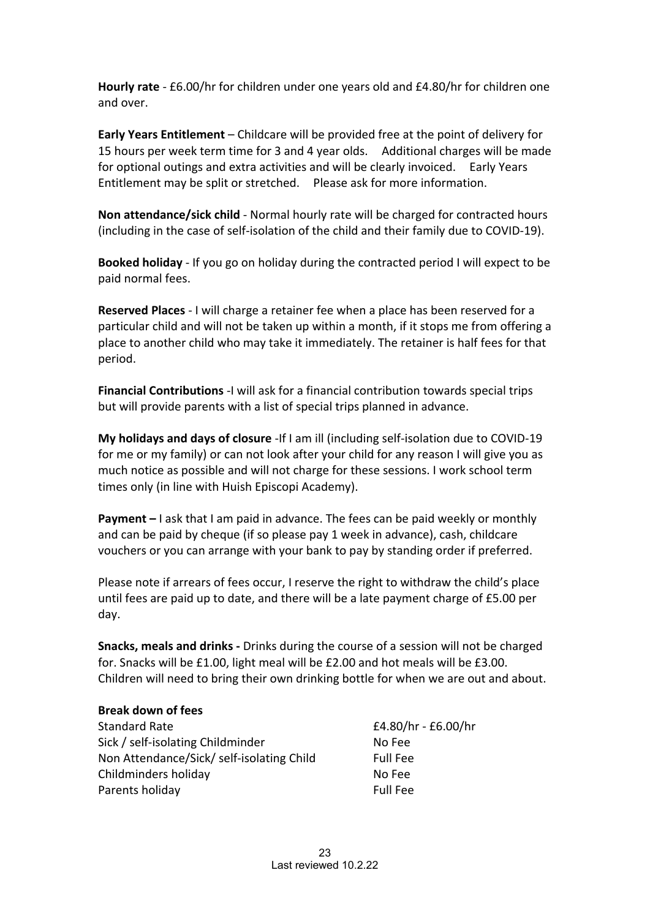**Hourly rate** - £6.00/hr for children under one years old and £4.80/hr for children one and over.

**Early Years Entitlement** – Childcare will be provided free at the point of delivery for 15 hours per week term time for 3 and 4 year olds. Additional charges will be made for optional outings and extra activities and will be clearly invoiced. Early Years Entitlement may be split or stretched. Please ask for more information.

**Non attendance/sick child** - Normal hourly rate will be charged for contracted hours (including in the case of self-isolation of the child and their family due to COVID-19).

**Booked holiday** - If you go on holiday during the contracted period I will expect to be paid normal fees.

**Reserved Places** - I will charge a retainer fee when a place has been reserved for a particular child and will not be taken up within a month, if it stops me from offering a place to another child who may take it immediately. The retainer is half fees for that period.

**Financial Contributions** -I will ask for a financial contribution towards special trips but will provide parents with a list of special trips planned in advance.

**My holidays and days of closure** -If I am ill (including self-isolation due to COVID-19 for me or my family) or can not look after your child for any reason I will give you as much notice as possible and will not charge for these sessions. I work school term times only (in line with Huish Episcopi Academy).

**Payment –** I ask that I am paid in advance. The fees can be paid weekly or monthly and can be paid by cheque (if so please pay 1 week in advance), cash, childcare vouchers or you can arrange with your bank to pay by standing order if preferred.

Please note if arrears of fees occur, I reserve the right to withdraw the child's place until fees are paid up to date, and there will be a late payment charge of £5.00 per day.

**Snacks, meals and drinks -** Drinks during the course of a session will not be charged for. Snacks will be £1.00, light meal will be £2.00 and hot meals will be £3.00. Children will need to bring their own drinking bottle for when we are out and about.

**Break down of fees**

| | |
|---|---|
| Standard Rate | £4.80/hr - £6.00/hr |
| Sick / self-isolating Childminder | No Fee |
| Non Attendance/Sick/ self-isolating Child | Full Fee |
| Childminders holiday | No Fee |
| Parents holiday | Full Fee |

Last reviewed 10.2.22